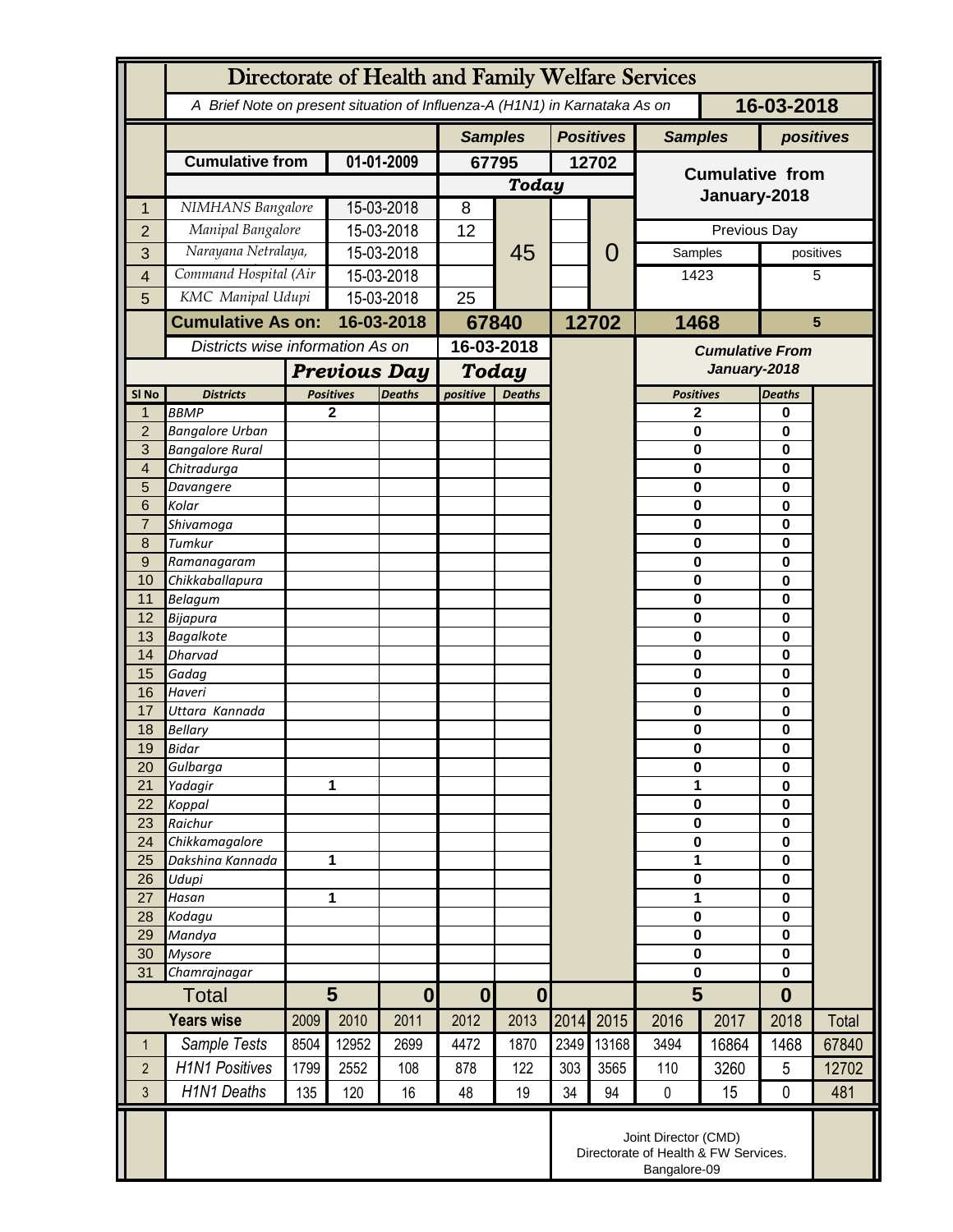# Directorate of Health and Family Welfare Services

A Brief Note on present situation of Influenza-A (H1N1) in Karnataka As on **16-03-2018**

| | | | Samples | | Positives | | Samples | positives |
|---|---|---|---|---|---|---|---|---|
| | **Cumulative from** | **01-01-2009** | **67795** | | **12702** | | **Cumulative from January-2018** | |
| | | | **Today** | | | | | |
| 1 | NIMHANS Bangalore | 15-03-2018 | 8 | 45 | | 0 | | |
| 2 | Manipal Bangalore | 15-03-2018 | 12 | | | | Previous Day | |
| 3 | Narayana Netralaya, | 15-03-2018 | | | | | Samples | positives |
| 4 | Command Hospital (Air | 15-03-2018 | | | | | 1423 | 5 |
| 5 | KMC Manipal Udupi | 15-03-2018 | 25 | | | | | |
| | **Cumulative As on:** | **16-03-2018** | **67840** | | **12702** | | **1468** | **5** |

| | Districts wise information As on | | | 16-03-2018 | | Cumulative From January-2018 | |
|---|---|---|---|---|---|---|---|
| | | Previous Day | | Today | | | |
| Sl No | Districts | Positives | Deaths | positive | Deaths | Positives | Deaths |
| 1 | BBMP | 2 | | | | 2 | 0 |
| 2 | Bangalore Urban | | | | | 0 | 0 |
| 3 | Bangalore Rural | | | | | 0 | 0 |
| 4 | Chitradurga | | | | | 0 | 0 |
| 5 | Davangere | | | | | 0 | 0 |
| 6 | Kolar | | | | | 0 | 0 |
| 7 | Shivamoga | | | | | 0 | 0 |
| 8 | Tumkur | | | | | 0 | 0 |
| 9 | Ramanagaram | | | | | 0 | 0 |
| 10 | Chikkaballapura | | | | | 0 | 0 |
| 11 | Belagum | | | | | 0 | 0 |
| 12 | Bijapura | | | | | 0 | 0 |
| 13 | Bagalkote | | | | | 0 | 0 |
| 14 | Dharvad | | | | | 0 | 0 |
| 15 | Gadag | | | | | 0 | 0 |
| 16 | Haveri | | | | | 0 | 0 |
| 17 | Uttara Kannada | | | | | 0 | 0 |
| 18 | Bellary | | | | | 0 | 0 |
| 19 | Bidar | | | | | 0 | 0 |
| 20 | Gulbarga | | | | | 0 | 0 |
| 21 | Yadagir | 1 | | | | 1 | 0 |
| 22 | Koppal | | | | | 0 | 0 |
| 23 | Raichur | | | | | 0 | 0 |
| 24 | Chikkamagalore | | | | | 0 | 0 |
| 25 | Dakshina Kannada | 1 | | | | 1 | 0 |
| 26 | Udupi | | | | | 0 | 0 |
| 27 | Hasan | 1 | | | | 1 | 0 |
| 28 | Kodagu | | | | | 0 | 0 |
| 29 | Mandya | | | | | 0 | 0 |
| 30 | Mysore | | | | | 0 | 0 |
| 31 | Chamrajnagar | | | | | 0 | 0 |
| | **Total** | **5** | **0** | **0** | **0** | **5** | **0** |

| | Years wise | 2009 | 2010 | 2011 | 2012 | 2013 | 2014 | 2015 | 2016 | 2017 | 2018 | Total |
|---|---|---|---|---|---|---|---|---|---|---|---|---|
| 1 | Sample Tests | 8504 | 12952 | 2699 | 4472 | 1870 | 2349 | 13168 | 3494 | 16864 | 1468 | 67840 |
| 2 | H1N1 Positives | 1799 | 2552 | 108 | 878 | 122 | 303 | 3565 | 110 | 3260 | 5 | 12702 |
| 3 | H1N1 Deaths | 135 | 120 | 16 | 48 | 19 | 34 | 94 | 0 | 15 | 0 | 481 |

Joint Director (CMD)
Directorate of Health & FW Services.
Bangalore-09